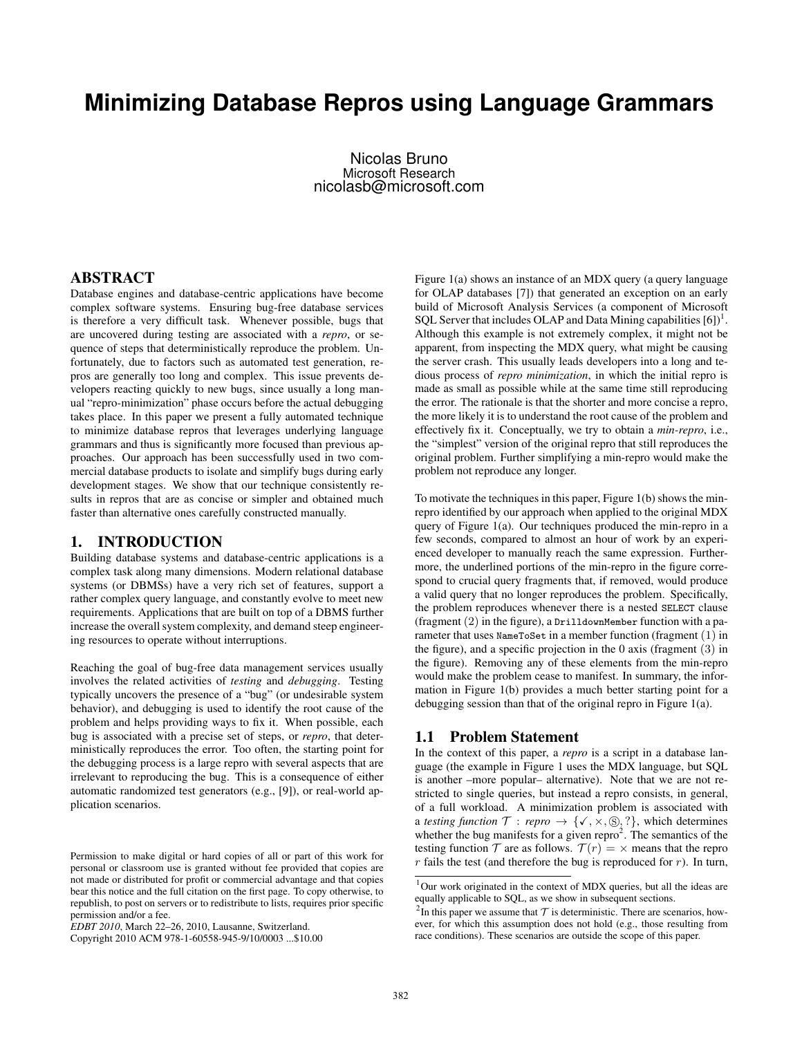# Minimizing Database Repros using Language Grammars

Nicolas Bruno
Microsoft Research
nicolasb@microsoft.com

## ABSTRACT

Database engines and database-centric applications have become complex software systems. Ensuring bug-free database services is therefore a very difficult task. Whenever possible, bugs that are uncovered during testing are associated with a *repro*, or sequence of steps that deterministically reproduce the problem. Unfortunately, due to factors such as automated test generation, repros are generally too long and complex. This issue prevents developers reacting quickly to new bugs, since usually a long manual "repro-minimization" phase occurs before the actual debugging takes place. In this paper we present a fully automated technique to minimize database repros that leverages underlying language grammars and thus is significantly more focused than previous approaches. Our approach has been successfully used in two commercial database products to isolate and simplify bugs during early development stages. We show that our technique consistently results in repros that are as concise or simpler and obtained much faster than alternative ones carefully constructed manually.

## 1. INTRODUCTION

Building database systems and database-centric applications is a complex task along many dimensions. Modern relational database systems (or DBMSs) have a very rich set of features, support a rather complex query language, and constantly evolve to meet new requirements. Applications that are built on top of a DBMS further increase the overall system complexity, and demand steep engineering resources to operate without interruptions.

Reaching the goal of bug-free data management services usually involves the related activities of *testing* and *debugging*. Testing typically uncovers the presence of a "bug" (or undesirable system behavior), and debugging is used to identify the root cause of the problem and helps providing ways to fix it. When possible, each bug is associated with a precise set of steps, or *repro*, that deterministically reproduces the error. Too often, the starting point for the debugging process is a large repro with several aspects that are irrelevant to reproducing the bug. This is a consequence of either automatic randomized test generators (e.g., [9]), or real-world application scenarios.

Permission to make digital or hard copies of all or part of this work for personal or classroom use is granted without fee provided that copies are not made or distributed for profit or commercial advantage and that copies bear this notice and the full citation on the first page. To copy otherwise, to republish, to post on servers or to redistribute to lists, requires prior specific permission and/or a fee.
*EDBT 2010*, March 22–26, 2010, Lausanne, Switzerland.
Copyright 2010 ACM 978-1-60558-945-9/10/0003 ...$10.00

Figure 1(a) shows an instance of an MDX query (a query language for OLAP databases [7]) that generated an exception on an early build of Microsoft Analysis Services (a component of Microsoft SQL Server that includes OLAP and Data Mining capabilities [6])[1]. Although this example is not extremely complex, it might not be apparent, from inspecting the MDX query, what might be causing the server crash. This usually leads developers into a long and tedious process of *repro minimization*, in which the initial repro is made as small as possible while at the same time still reproducing the error. The rationale is that the shorter and more concise a repro, the more likely it is to understand the root cause of the problem and effectively fix it. Conceptually, we try to obtain a *min-repro*, i.e., the "simplest" version of the original repro that still reproduces the original problem. Further simplifying a min-repro would make the problem not reproduce any longer.

To motivate the techniques in this paper, Figure 1(b) shows the min-repro identified by our approach when applied to the original MDX query of Figure 1(a). Our techniques produced the min-repro in a few seconds, compared to almost an hour of work by an experienced developer to manually reach the same expression. Furthermore, the underlined portions of the min-repro in the figure correspond to crucial query fragments that, if removed, would produce a valid query that no longer reproduces the problem. Specifically, the problem reproduces whenever there is a nested `SELECT` clause (fragment $(2)$ in the figure), a `DrilldownMember` function with a parameter that uses `NameToSet` in a member function (fragment $(1)$ in the figure), and a specific projection in the 0 axis (fragment $(3)$ in the figure). Removing any of these elements from the min-repro would make the problem cease to manifest. In summary, the information in Figure 1(b) provides a much better starting point for a debugging session than that of the original repro in Figure 1(a).

### 1.1 Problem Statement

In the context of this paper, a *repro* is a script in a database language (the example in Figure 1 uses the MDX language, but SQL is another –more popular– alternative). Note that we are not restricted to single queries, but instead a repro consists, in general, of a full workload. A minimization problem is associated with a *testing function* $\mathcal{T}$ : *repro* $\rightarrow \{\checkmark, \times, \text{Ⓢ}, ?\}$, which determines whether the bug manifests for a given repro[2]. The semantics of the testing function $\mathcal{T}$ are as follows. $\mathcal{T}(r) = \times$ means that the repro $r$ fails the test (and therefore the bug is reproduced for $r$). In turn,

[1] Our work originated in the context of MDX queries, but all the ideas are equally applicable to SQL, as we show in subsequent sections.

[2] In this paper we assume that $\mathcal{T}$ is deterministic. There are scenarios, however, for which this assumption does not hold (e.g., those resulting from race conditions). These scenarios are outside the scope of this paper.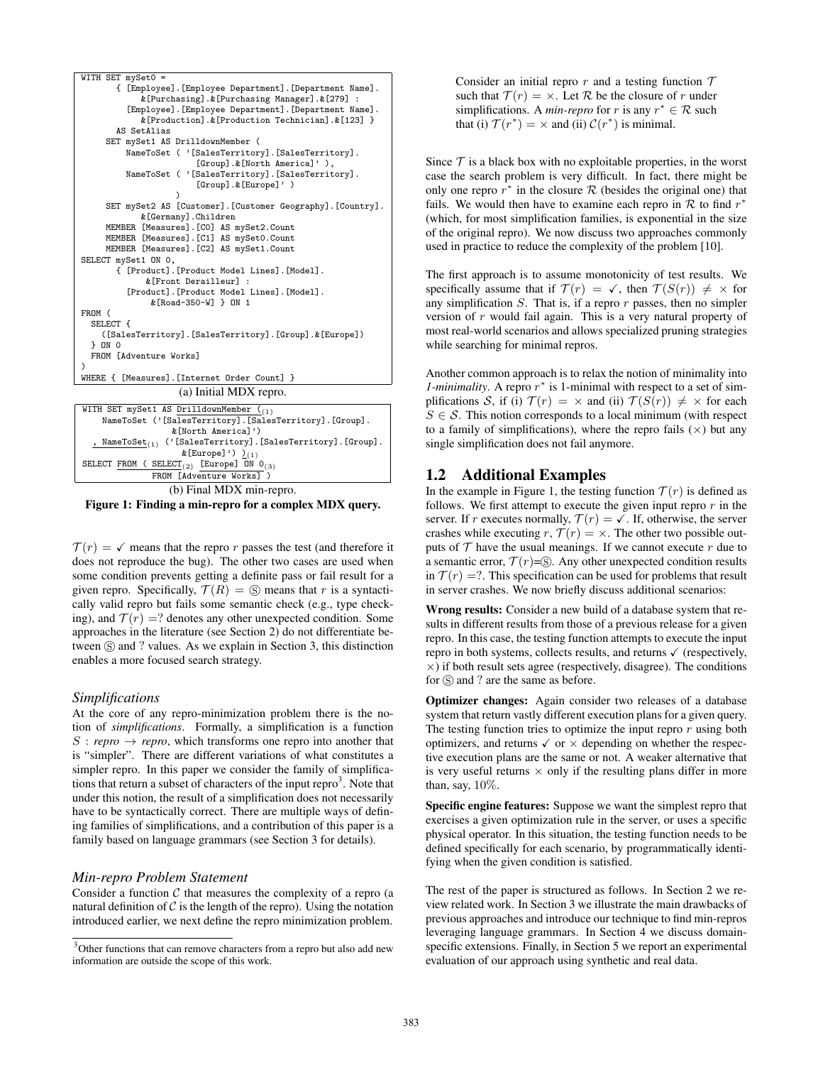```
WITH SET mySet0 =
       { [Employee].[Employee Department].[Department Name].
            &[Purchasing].&[Purchasing Manager].&[279] :
         [Employee].[Employee Department].[Department Name].
            &[Production].&[Production Technician].&[123] }
       AS SetAlias
     SET mySet1 AS DrilldownMember (
         NameToSet ( '[SalesTerritory].[SalesTerritory].
                      [Group].&[North America]' ),
         NameToSet ( '[SalesTerritory].[SalesTerritory].
                      [Group].&[Europe]' )
                   )
     SET mySet2 AS [Customer].[Customer Geography].[Country].
           &[Germany].Children
     MEMBER [Measures].[C0] AS mySet2.Count
     MEMBER [Measures].[C1] AS mySet0.Count
     MEMBER [Measures].[C2] AS mySet1.Count
SELECT mySet1 ON 0,
       { [Product].[Product Model Lines].[Model].
            &[Front Derailleur] :
         [Product].[Product Model Lines].[Model].
            &[Road-350-W] } ON 1
FROM (
  SELECT {
    ([SalesTerritory].[SalesTerritory].[Group].&[Europe])
  } ON 0
  FROM [Adventure Works]
)
WHERE { [Measures].[Internet Order Count] }
```

(a) Initial MDX repro.

```
WITH SET mySet1 AS DrilldownMember ((1)
    NameToSet ('[SalesTerritory].[SalesTerritory].[Group].
                &[North America]')
  , NameToSet(1) ('[SalesTerritory].[SalesTerritory].[Group].
                &[Europe]') )(1)
SELECT FROM ( SELECT(2) [Europe] ON 0(3)
              FROM [Adventure Works] )
```

(b) Final MDX min-repro.

**Figure 1: Finding a min-repro for a complex MDX query.**

$\mathcal{T}(r) = \checkmark$ means that the repro $r$ passes the test (and therefore it does not reproduce the bug). The other two cases are used when some condition prevents getting a definite pass or fail result for a given repro. Specifically, $\mathcal{T}(R) =$ Ⓢ means that $r$ is a syntactically valid repro but fails some semantic check (e.g., type checking), and $\mathcal{T}(r) = ?$ denotes any other unexpected condition. Some approaches in the literature (see Section 2) do not differentiate between Ⓢ and ? values. As we explain in Section 3, this distinction enables a more focused search strategy.

### *Simplifications*

At the core of any repro-minimization problem there is the notion of *simplifications*. Formally, a simplification is a function $S$ : *repro* $\rightarrow$ *repro*, which transforms one repro into another that is "simpler". There are different variations of what constitutes a simpler repro. In this paper we consider the family of simplifications that return a subset of characters of the input repro[3]. Note that under this notion, the result of a simplification does not necessarily have to be syntactically correct. There are multiple ways of defining families of simplifications, and a contribution of this paper is a family based on language grammars (see Section 3 for details).

### *Min-repro Problem Statement*

Consider a function $\mathcal{C}$ that measures the complexity of a repro (a natural definition of $\mathcal{C}$ is the length of the repro). Using the notation introduced earlier, we next define the repro minimization problem.

[3]Other functions that can remove characters from a repro but also add new information are outside the scope of this work.

> Consider an initial repro $r$ and a testing function $\mathcal{T}$ such that $\mathcal{T}(r) = \times$. Let $\mathcal{R}$ be the closure of $r$ under simplifications. A *min-repro* for $r$ is any $r^* \in \mathcal{R}$ such that (i) $\mathcal{T}(r^*) = \times$ and (ii) $\mathcal{C}(r^*)$ is minimal.

Since $\mathcal{T}$ is a black box with no exploitable properties, in the worst case the search problem is very difficult. In fact, there might be only one repro $r^*$ in the closure $\mathcal{R}$ (besides the original one) that fails. We would then have to examine each repro in $\mathcal{R}$ to find $r^*$ (which, for most simplification families, is exponential in the size of the original repro). We now discuss two approaches commonly used in practice to reduce the complexity of the problem [10].

The first approach is to assume monotonicity of test results. We specifically assume that if $\mathcal{T}(r) = \checkmark$, then $\mathcal{T}(S(r)) \neq \times$ for any simplification $S$. That is, if a repro $r$ passes, then no simpler version of $r$ would fail again. This is a very natural property of most real-world scenarios and allows specialized pruning strategies while searching for minimal repros.

Another common approach is to relax the notion of minimality into *1-minimality*. A repro $r^*$ is 1-minimal with respect to a set of simplifications $\mathcal{S}$, if (i) $\mathcal{T}(r) = \times$ and (ii) $\mathcal{T}(S(r)) \neq \times$ for each $S \in \mathcal{S}$. This notion corresponds to a local minimum (with respect to a family of simplifications), where the repro fails ($\times$) but any single simplification does not fail anymore.

## 1.2 Additional Examples

In the example in Figure 1, the testing function $\mathcal{T}(r)$ is defined as follows. We first attempt to execute the given input repro $r$ in the server. If $r$ executes normally, $\mathcal{T}(r) = \checkmark$. If, otherwise, the server crashes while executing $r$, $\mathcal{T}(r) = \times$. The other two possible outputs of $\mathcal{T}$ have the usual meanings. If we cannot execute $r$ due to a semantic error, $\mathcal{T}(r)$=Ⓢ. Any other unexpected condition results in $\mathcal{T}(r) = ?$. This specification can be used for problems that result in server crashes. We now briefly discuss additional scenarios:

**Wrong results:** Consider a new build of a database system that results in different results from those of a previous release for a given repro. In this case, the testing function attempts to execute the input repro in both systems, collects results, and returns $\checkmark$ (respectively, $\times$) if both result sets agree (respectively, disagree). The conditions for Ⓢ and ? are the same as before.

**Optimizer changes:** Again consider two releases of a database system that return vastly different execution plans for a given query. The testing function tries to optimize the input repro $r$ using both optimizers, and returns $\checkmark$ or $\times$ depending on whether the respective execution plans are the same or not. A weaker alternative that is very useful returns $\times$ only if the resulting plans differ in more than, say, 10%.

**Specific engine features:** Suppose we want the simplest repro that exercises a given optimization rule in the server, or uses a specific physical operator. In this situation, the testing function needs to be defined specifically for each scenario, by programmatically identifying when the given condition is satisfied.

The rest of the paper is structured as follows. In Section 2 we review related work. In Section 3 we illustrate the main drawbacks of previous approaches and introduce our technique to find min-repros leveraging language grammars. In Section 4 we discuss domain-specific extensions. Finally, in Section 5 we report an experimental evaluation of our approach using synthetic and real data.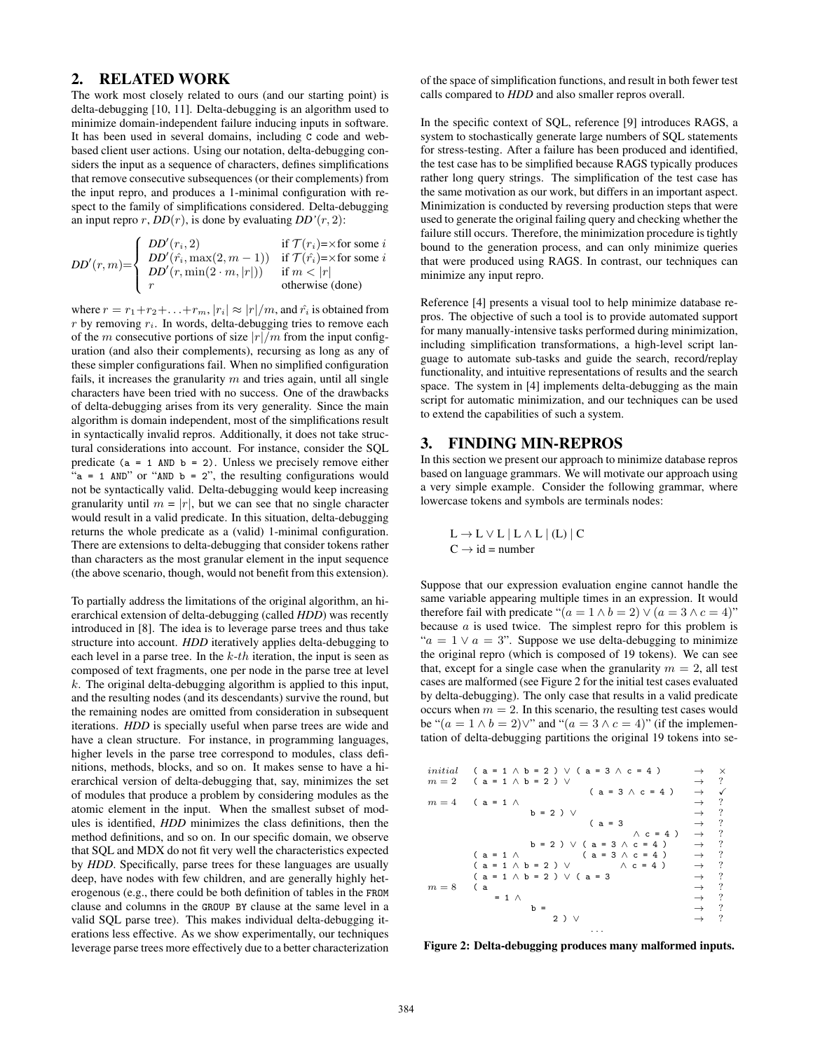## 2. RELATED WORK

The work most closely related to ours (and our starting point) is delta-debugging [10, 11]. Delta-debugging is an algorithm used to minimize domain-independent failure inducing inputs in software. It has been used in several domains, including C code and web-based client user actions. Using our notation, delta-debugging considers the input as a sequence of characters, defines simplifications that remove consecutive subsequences (or their complements) from the input repro, and produces a 1-minimal configuration with respect to the family of simplifications considered. Delta-debugging an input repro $r$, *DD*$(r)$, is done by evaluating *DD'*$(r, 2)$:

$$DD'(r,m) = \begin{cases} DD'(r_i, 2) & \text{if } \mathcal{T}(r_i){=}\times \text{for some } i \\ DD'(\hat{r_i}, \max(2, m-1)) & \text{if } \mathcal{T}(\hat{r_i}){=}\times \text{for some } i \\ DD'(r, \min(2 \cdot m, |r|)) & \text{if } m < |r| \\ r & \text{otherwise (done)} \end{cases}$$

where $r = r_1{+}r_2{+}\ldots{+}r_m$, $|r_i| \approx |r|/m$, and $\hat{r_i}$ is obtained from $r$ by removing $r_i$. In words, delta-debugging tries to remove each of the $m$ consecutive portions of size $|r|/m$ from the input configuration (and also their complements), recursing as long as any of these simpler configurations fail. When no simplified configuration fails, it increases the granularity $m$ and tries again, until all single characters have been tried with no success. One of the drawbacks of delta-debugging arises from its very generality. Since the main algorithm is domain independent, most of the simplifications result in syntactically invalid repros. Additionally, it does not take structural considerations into account. For instance, consider the SQL predicate `(a = 1 AND b = 2)`. Unless we precisely remove either "`a = 1 AND`" or "`AND b = 2`", the resulting configurations would not be syntactically valid. Delta-debugging would keep increasing granularity until $m = |r|$, but we can see that no single character would result in a valid predicate. In this situation, delta-debugging returns the whole predicate as a (valid) 1-minimal configuration. There are extensions to delta-debugging that consider tokens rather than characters as the most granular element in the input sequence (the above scenario, though, would not benefit from this extension).

To partially address the limitations of the original algorithm, an hierarchical extension of delta-debugging (called *HDD*) was recently introduced in [8]. The idea is to leverage parse trees and thus take structure into account. *HDD* iteratively applies delta-debugging to each level in a parse tree. In the $k$-$th$ iteration, the input is seen as composed of text fragments, one per node in the parse tree at level $k$. The original delta-debugging algorithm is applied to this input, and the resulting nodes (and its descendants) survive the round, but the remaining nodes are omitted from consideration in subsequent iterations. *HDD* is specially useful when parse trees are wide and have a clean structure. For instance, in programming languages, higher levels in the parse tree correspond to modules, class definitions, methods, blocks, and so on. It makes sense to have a hierarchical version of delta-debugging that, say, minimizes the set of modules that produce a problem by considering modules as the atomic element in the input. When the smallest subset of modules is identified, *HDD* minimizes the class definitions, and then the method definitions, and so on. In our specific domain, we observe that SQL and MDX do not fit very well the characteristics expected by *HDD*. Specifically, parse trees for these languages are usually deep, have nodes with few children, and are generally highly heterogenous (e.g., there could be both definition of tables in the `FROM` clause and columns in the `GROUP BY` clause at the same level in a valid SQL parse tree). This makes individual delta-debugging iterations less effective. As we show experimentally, our techniques leverage parse trees more effectively due to a better characterization of the space of simplification functions, and result in both fewer test calls compared to *HDD* and also smaller repros overall.

In the specific context of SQL, reference [9] introduces RAGS, a system to stochastically generate large numbers of SQL statements for stress-testing. After a failure has been produced and identified, the test case has to be simplified because RAGS typically produces rather long query strings. The simplification of the test case has the same motivation as our work, but differs in an important aspect. Minimization is conducted by reversing production steps that were used to generate the original failing query and checking whether the failure still occurs. Therefore, the minimization procedure is tightly bound to the generation process, and can only minimize queries that were produced using RAGS. In contrast, our techniques can minimize any input repro.

Reference [4] presents a visual tool to help minimize database repros. The objective of such a tool is to provide automated support for many manually-intensive tasks performed during minimization, including simplification transformations, a high-level script language to automate sub-tasks and guide the search, record/replay functionality, and intuitive representations of results and the search space. The system in [4] implements delta-debugging as the main script for automatic minimization, and our techniques can be used to extend the capabilities of such a system.

## 3. FINDING MIN-REPROS

In this section we present our approach to minimize database repros based on language grammars. We will motivate our approach using a very simple example. Consider the following grammar, where lowercase tokens and symbols are terminals nodes:

$$\text{L} \rightarrow \text{L} \vee \text{L} \mid \text{L} \wedge \text{L} \mid (\text{L}) \mid \text{C}$$
$$\text{C} \rightarrow \text{id = number}$$

Suppose that our expression evaluation engine cannot handle the same variable appearing multiple times in an expression. It would therefore fail with predicate "$(a = 1 \wedge b = 2) \vee (a = 3 \wedge c = 4)$" because $a$ is used twice. The simplest repro for this problem is "$a = 1 \vee a = 3$". Suppose we use delta-debugging to minimize the original repro (which is composed of 19 tokens). We can see that, except for a single case when the granularity $m = 2$, all test cases are malformed (see Figure 2 for the initial test cases evaluated by delta-debugging). The only case that results in a valid predicate occurs when $m = 2$. In this scenario, the resulting test cases would be "$(a = 1 \wedge b = 2) \vee$" and "$(a = 3 \wedge c = 4)$" (if the implementation of delta-debugging partitions the original 19 tokens into se-

| | Test case | | Result |
|---|---|---|---|
| *initial* | ( a = 1 ∧ b = 2 ) ∨ ( a = 3 ∧ c = 4 ) | → | × |
| $m = 2$ | ( a = 1 ∧ b = 2 ) ∨ | → | ? |
| | ( a = 3 ∧ c = 4 ) | → | ✓ |
| $m = 4$ | ( a = 1 ∧ | → | ? |
| | b = 2 ) ∨ | → | ? |
| | ( a = 3 | → | ? |
| | ∧ c = 4 ) | → | ? |
| | b = 2 ) ∨ ( a = 3 ∧ c = 4 ) | → | ? |
| | ( a = 1 ∧ ( a = 3 ∧ c = 4 ) | → | ? |
| | ( a = 1 ∧ b = 2 ) ∨ ∧ c = 4 ) | → | ? |
| | ( a = 1 ∧ b = 2 ) ∨ ( a = 3 | → | ? |
| $m = 8$ | ( a | → | ? |
| | = 1 ∧ | → | ? |
| | b = | → | ? |
| | 2 ) ∨ | → | ? |
| | ... | | |

**Figure 2: Delta-debugging produces many malformed inputs.**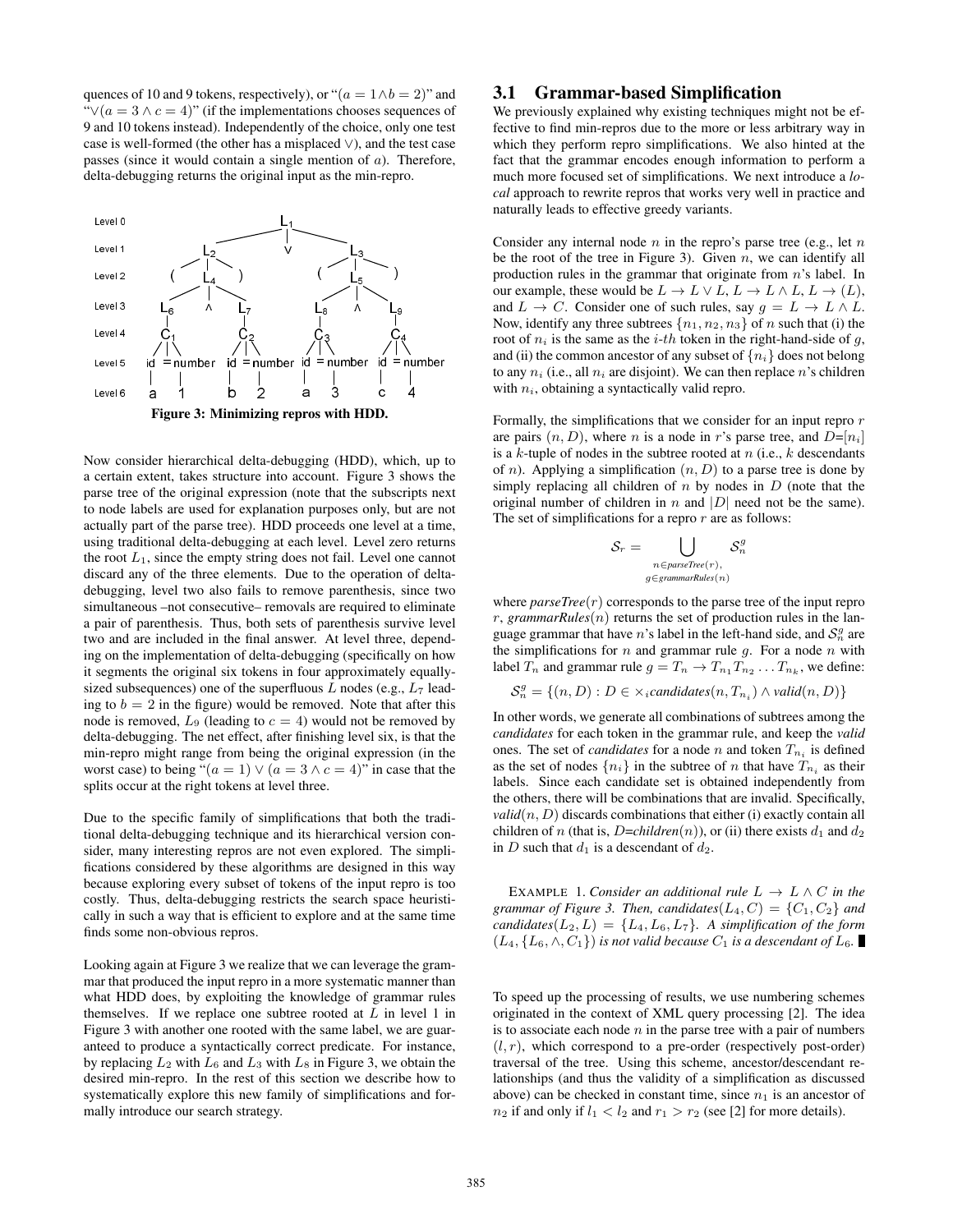quences of 10 and 9 tokens, respectively), or "$(a = 1 \wedge b = 2)$" and "$\vee (a = 3 \wedge c = 4)$" (if the implementations chooses sequences of 9 and 10 tokens instead). Independently of the choice, only one test case is well-formed (the other has a misplaced $\vee$), and the test case passes (since it would contain a single mention of $a$). Therefore, delta-debugging returns the original input as the min-repro.

**Figure 3: Minimizing repros with HDD.**

Now consider hierarchical delta-debugging (HDD), which, up to a certain extent, takes structure into account. Figure 3 shows the parse tree of the original expression (note that the subscripts next to node labels are used for explanation purposes only, but are not actually part of the parse tree). HDD proceeds one level at a time, using traditional delta-debugging at each level. Level zero returns the root $L_1$, since the empty string does not fail. Level one cannot discard any of the three elements. Due to the operation of delta-debugging, level two also fails to remove parenthesis, since two simultaneous –not consecutive– removals are required to eliminate a pair of parenthesis. Thus, both sets of parenthesis survive level two and are included in the final answer. At level three, depending on the implementation of delta-debugging (specifically on how it segments the original six tokens in four approximately equally-sized subsequences) one of the superfluous $L$ nodes (e.g., $L_7$ leading to $b = 2$ in the figure) would be removed. Note that after this node is removed, $L_9$ (leading to $c = 4$) would not be removed by delta-debugging. The net effect, after finishing level six, is that the min-repro might range from being the original expression (in the worst case) to being "$(a = 1) \vee (a = 3 \wedge c = 4)$" in case that the splits occur at the right tokens at level three.

Due to the specific family of simplifications that both the traditional delta-debugging technique and its hierarchical version consider, many interesting repros are not even explored. The simplifications considered by these algorithms are designed in this way because exploring every subset of tokens of the input repro is too costly. Thus, delta-debugging restricts the search space heuristically in such a way that is efficient to explore and at the same time finds some non-obvious repros.

Looking again at Figure 3 we realize that we can leverage the grammar that produced the input repro in a more systematic manner than what HDD does, by exploiting the knowledge of grammar rules themselves. If we replace one subtree rooted at $L$ in level 1 in Figure 3 with another one rooted with the same label, we are guaranteed to produce a syntactically correct predicate. For instance, by replacing $L_2$ with $L_6$ and $L_3$ with $L_8$ in Figure 3, we obtain the desired min-repro. In the rest of this section we describe how to systematically explore this new family of simplifications and formally introduce our search strategy.

## 3.1 Grammar-based Simplification

We previously explained why existing techniques might not be effective to find min-repros due to the more or less arbitrary way in which they perform repro simplifications. We also hinted at the fact that the grammar encodes enough information to perform a much more focused set of simplifications. We next introduce a *local* approach to rewrite repros that works very well in practice and naturally leads to effective greedy variants.

Consider any internal node $n$ in the repro's parse tree (e.g., let $n$ be the root of the tree in Figure 3). Given $n$, we can identify all production rules in the grammar that originate from $n$'s label. In our example, these would be $L \to L \vee L$, $L \to L \wedge L$, $L \to (L)$, and $L \to C$. Consider one of such rules, say $g = L \to L \wedge L$. Now, identify any three subtrees $\{n_1, n_2, n_3\}$ of $n$ such that (i) the root of $n_i$ is the same as the $i$-*th* token in the right-hand-side of $g$, and (ii) the common ancestor of any subset of $\{n_i\}$ does not belong to any $n_i$ (i.e., all $n_i$ are disjoint). We can then replace $n$'s children with $n_i$, obtaining a syntactically valid repro.

Formally, the simplifications that we consider for an input repro $r$ are pairs $(n, D)$, where $n$ is a node in $r$'s parse tree, and $D$=$[n_i]$ is a $k$-tuple of nodes in the subtree rooted at $n$ (i.e., $k$ descendants of $n$). Applying a simplification $(n, D)$ to a parse tree is done by simply replacing all children of $n$ by nodes in $D$ (note that the original number of children in $n$ and $|D|$ need not be the same). The set of simplifications for a repro $r$ are as follows:

$$\mathcal{S}_r = \bigcup_{\substack{n \in parseTree(r), \\ g \in grammarRules(n)}} \mathcal{S}_n^g$$

where *parseTree*$(r)$ corresponds to the parse tree of the input repro $r$, *grammarRules*$(n)$ returns the set of production rules in the language grammar that have $n$'s label in the left-hand side, and $\mathcal{S}_n^g$ are the simplifications for $n$ and grammar rule $g$. For a node $n$ with label $T_n$ and grammar rule $g = T_n \to T_{n_1} T_{n_2} \ldots T_{n_k}$, we define:

$$\mathcal{S}_n^g = \{(n, D) : D \in \times_i candidates(n, T_{n_i}) \wedge valid(n, D)\}$$

In other words, we generate all combinations of subtrees among the *candidates* for each token in the grammar rule, and keep the *valid* ones. The set of *candidates* for a node $n$ and token $T_{n_i}$ is defined as the set of nodes $\{n_i\}$ in the subtree of $n$ that have $T_{n_i}$ as their labels. Since each candidate set is obtained independently from the others, there will be combinations that are invalid. Specifically, *valid*$(n, D)$ discards combinations that either (i) exactly contain all children of $n$ (that is, $D$=*children*$(n)$), or (ii) there exists $d_1$ and $d_2$ in $D$ such that $d_1$ is a descendant of $d_2$.

EXAMPLE 1. *Consider an additional rule $L \to L \wedge C$ in the grammar of Figure 3. Then, candidates$(L_4, C) = \{C_1, C_2\}$ and candidates$(L_2, L) = \{L_4, L_6, L_7\}$. A simplification of the form $(L_4, \{L_6, \wedge, C_1\})$ is not valid because $C_1$ is a descendant of $L_6$.* ■

To speed up the processing of results, we use numbering schemes originated in the context of XML query processing [2]. The idea is to associate each node $n$ in the parse tree with a pair of numbers $(l, r)$, which correspond to a pre-order (respectively post-order) traversal of the tree. Using this scheme, ancestor/descendant relationships (and thus the validity of a simplification as discussed above) can be checked in constant time, since $n_1$ is an ancestor of $n_2$ if and only if $l_1 < l_2$ and $r_1 > r_2$ (see [2] for more details).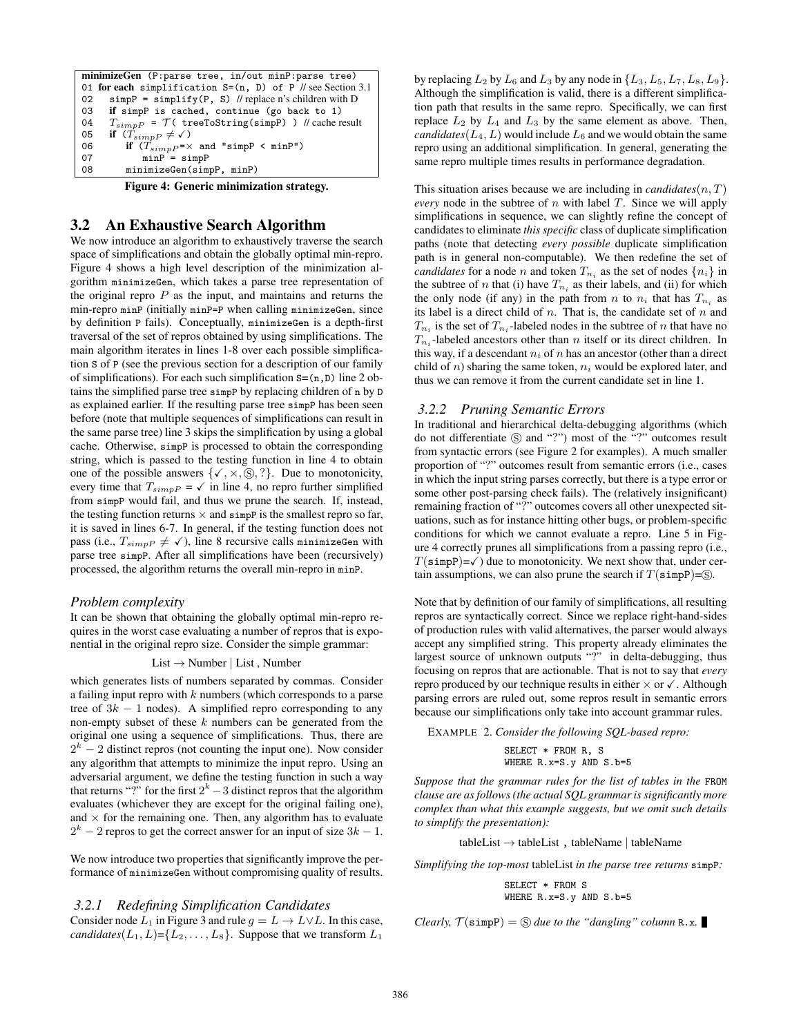```
minimizeGen (P:parse tree, in/out minP:parse tree)
01 for each simplification S=(n, D) of P // see Section 3.1
02    simpP = simplify(P, S) // replace n's children with D
03    if simpP is cached, continue (go back to 1)
04    T_simpP = T( treeToString(simpP) ) // cache result
05    if (T_simpP ≠ ✓)
06       if (T_simpP=× and "simpP < minP")
07          minP = simpP
08       minimizeGen(simpP, minP)
```

**Figure 4: Generic minimization strategy.**

## 3.2 An Exhaustive Search Algorithm

We now introduce an algorithm to exhaustively traverse the search space of simplifications and obtain the globally optimal min-repro. Figure 4 shows a high level description of the minimization algorithm `minimizeGen`, which takes a parse tree representation of the original repro $P$ as the input, and maintains and returns the min-repro `minP` (initially `minP=P` when calling `minimizeGen`, since by definition `P` fails). Conceptually, `minimizeGen` is a depth-first traversal of the set of repros obtained by using simplifications. The main algorithm iterates in lines 1-8 over each possible simplification `S` of `P` (see the previous section for a description of our family of simplifications). For each such simplification `S=(n,D)` line 2 obtains the simplified parse tree `simpP` by replacing children of `n` by `D` as explained earlier. If the resulting parse tree `simpP` has been seen before (note that multiple sequences of simplifications can result in the same parse tree) line 3 skips the simplification by using a global cache. Otherwise, `simpP` is processed to obtain the corresponding string, which is passed to the testing function in line 4 to obtain one of the possible answers $\{\checkmark, \times, Ⓢ, ?\}$. Due to monotonicity, every time that $T_{simpP} = \checkmark$ in line 4, no repro further simplified from `simpP` would fail, and thus we prune the search. If, instead, the testing function returns $\times$ and `simpP` is the smallest repro so far, it is saved in lines 6-7. In general, if the testing function does not pass (i.e., $T_{simpP} \neq \checkmark$), line 8 recursive calls `minimizeGen` with parse tree `simpP`. After all simplifications have been (recursively) processed, the algorithm returns the overall min-repro in `minP`.

### Problem complexity

It can be shown that obtaining the globally optimal min-repro requires in the worst case evaluating a number of repros that is exponential in the original repro size. Consider the simple grammar:

$$\text{List} \rightarrow \text{Number} \mid \text{List} \text{ , } \text{Number}$$

which generates lists of numbers separated by commas. Consider a failing input repro with $k$ numbers (which corresponds to a parse tree of $3k-1$ nodes). A simplified repro corresponding to any non-empty subset of these $k$ numbers can be generated from the original one using a sequence of simplifications. Thus, there are $2^k - 2$ distinct repros (not counting the input one). Now consider any algorithm that attempts to minimize the input repro. Using an adversarial argument, we define the testing function in such a way that returns "?" for the first $2^k - 3$ distinct repros that the algorithm evaluates (whichever they are except for the original failing one), and $\times$ for the remaining one. Then, any algorithm has to evaluate $2^k - 2$ repros to get the correct answer for an input of size $3k-1$.

We now introduce two properties that significantly improve the performance of `minimizeGen` without compromising quality of results.

### 3.2.1 Redefining Simplification Candidates

Consider node $L_1$ in Figure 3 and rule $g = L \rightarrow L \vee L$. In this case, *candidates*$(L_1, L)$=$\{L_2, \ldots, L_8\}$. Suppose that we transform $L_1$ by replacing $L_2$ by $L_6$ and $L_3$ by any node in $\{L_3, L_5, L_7, L_8, L_9\}$. Although the simplification is valid, there is a different simplification path that results in the same repro. Specifically, we can first replace $L_2$ by $L_4$ and $L_3$ by the same element as above. Then, *candidates*$(L_4, L)$ would include $L_6$ and we would obtain the same repro using an additional simplification. In general, generating the same repro multiple times results in performance degradation.

This situation arises because we are including in *candidates*$(n, T)$ *every* node in the subtree of $n$ with label $T$. Since we will apply simplifications in sequence, we can slightly refine the concept of candidates to eliminate *this specific* class of duplicate simplification paths (note that detecting *every possible* duplicate simplification path is in general non-computable). We then redefine the set of *candidates* for a node $n$ and token $T_{n_i}$ as the set of nodes $\{n_i\}$ in the subtree of $n$ that (i) have $T_{n_i}$ as their labels, and (ii) for which the only node (if any) in the path from $n$ to $n_i$ that has $T_{n_i}$ as its label is a direct child of $n$. That is, the candidate set of $n$ and $T_{n_i}$ is the set of $T_{n_i}$-labeled nodes in the subtree of $n$ that have no $T_{n_i}$-labeled ancestors other than $n$ itself or its direct children. In this way, if a descendant $n_i$ of $n$ has an ancestor (other than a direct child of $n$) sharing the same token, $n_i$ would be explored later, and thus we can remove it from the current candidate set in line 1.

### 3.2.2 Pruning Semantic Errors

In traditional and hierarchical delta-debugging algorithms (which do not differentiate Ⓢ and "?") most of the "?" outcomes result from syntactic errors (see Figure 2 for examples). A much smaller proportion of "?" outcomes result from semantic errors (i.e., cases in which the input string parses correctly, but there is a type error or some other post-parsing check fails). The (relatively insignificant) remaining fraction of "?" outcomes covers all other unexpected situations, such as for instance hitting other bugs, or problem-specific conditions for which we cannot evaluate a repro. Line 5 in Figure 4 correctly prunes all simplifications from a passing repro (i.e., $T$(`simpP`)=$\checkmark$) due to monotonicity. We next show that, under certain assumptions, we can also prune the search if $T$(`simpP`)=Ⓢ.

Note that by definition of our family of simplifications, all resulting repros are syntactically correct. Since we replace right-hand-sides of production rules with valid alternatives, the parser would always accept any simplified string. This property already eliminates the largest source of unknown outputs "?" in delta-debugging, thus focusing on repros that are actionable. That is not to say that *every* repro produced by our technique results in either $\times$ or $\checkmark$. Although parsing errors are ruled out, some repros result in semantic errors because our simplifications only take into account grammar rules.

EXAMPLE 2. *Consider the following SQL-based repro:*

```
SELECT * FROM R, S
WHERE R.x=S.y AND S.b=5
```

*Suppose that the grammar rules for the list of tables in the* `FROM` *clause are as follows (the actual SQL grammar is significantly more complex than what this example suggests, but we omit such details to simplify the presentation):*

$$\text{tableList} \rightarrow \text{tableList} \textbf{ , } \text{tableName} \mid \text{tableName}$$

*Simplifying the top-most* tableList *in the parse tree returns* `simpP`*:*

```
SELECT * FROM S
WHERE R.x=S.y AND S.b=5
```

*Clearly,* $\mathcal{T}$(`simpP`) = Ⓢ *due to the "dangling" column* `R.x`. ∎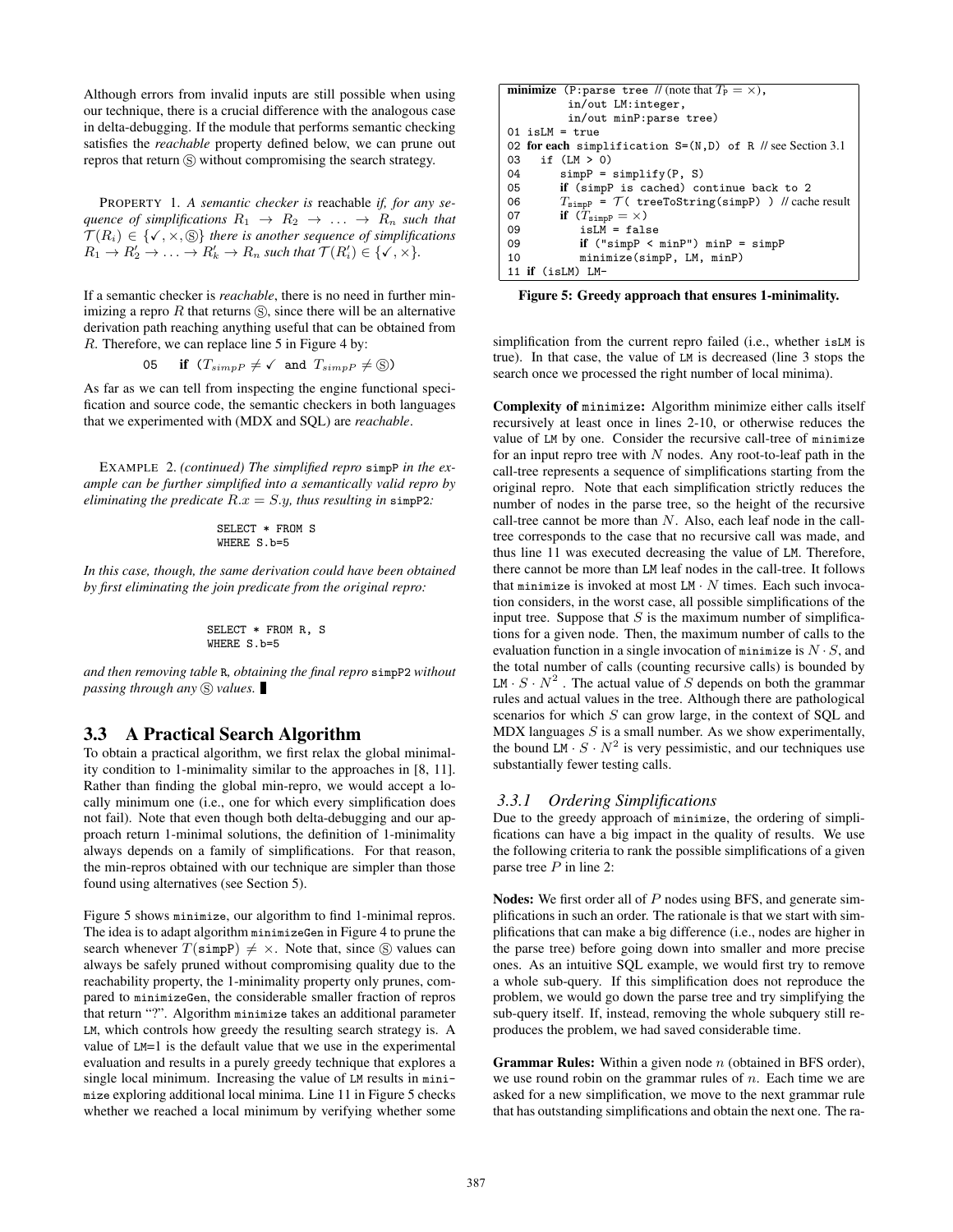Although errors from invalid inputs are still possible when using our technique, there is a crucial difference with the analogous case in delta-debugging. If the module that performs semantic checking satisfies the *reachable* property defined below, we can prune out repros that return Ⓢ without compromising the search strategy.

PROPERTY 1. *A semantic checker is* reachable *if, for any sequence of simplifications $R_1 \rightarrow R_2 \rightarrow \ldots \rightarrow R_n$ such that $\mathcal{T}(R_i) \in \{\checkmark, \times, Ⓢ\}$ there is another sequence of simplifications $R_1 \rightarrow R'_2 \rightarrow \ldots \rightarrow R'_k \rightarrow R_n$ such that $\mathcal{T}(R'_i) \in \{\checkmark, \times\}$.*

If a semantic checker is *reachable*, there is no need in further minimizing a repro $R$ that returns Ⓢ, since there will be an alternative derivation path reaching anything useful that can be obtained from $R$. Therefore, we can replace line 5 in Figure 4 by:

```
05    if (T_simpP ≠ ✓ and T_simpP ≠ Ⓢ)
```

As far as we can tell from inspecting the engine functional specification and source code, the semantic checkers in both languages that we experimented with (MDX and SQL) are *reachable*.

EXAMPLE 2. *(continued) The simplified repro* simpP *in the example can be further simplified into a semantically valid repro by eliminating the predicate $R.x = S.y$, thus resulting in* simpP2*:*

```
SELECT * FROM S
WHERE S.b=5
```

*In this case, though, the same derivation could have been obtained by first eliminating the join predicate from the original repro:*

```
SELECT * FROM R, S
WHERE S.b=5
```

*and then removing table* R*, obtaining the final repro* simpP2 *without passing through any* Ⓢ *values.* ■

## 3.3 A Practical Search Algorithm

To obtain a practical algorithm, we first relax the global minimality condition to 1-minimality similar to the approaches in [8, 11]. Rather than finding the global min-repro, we would accept a locally minimum one (i.e., one for which every simplification does not fail). Note that even though both delta-debugging and our approach return 1-minimal solutions, the definition of 1-minimality always depends on a family of simplifications. For that reason, the min-repros obtained with our technique are simpler than those found using alternatives (see Section 5).

Figure 5 shows minimize, our algorithm to find 1-minimal repros. The idea is to adapt algorithm minimizeGen in Figure 4 to prune the search whenever $T(\text{simpP}) \neq \times$. Note that, since Ⓢ values can always be safely pruned without compromising quality due to the reachability property, the 1-minimality property only prunes, compared to minimizeGen, the considerable smaller fraction of repros that return "?". Algorithm minimize takes an additional parameter LM, which controls how greedy the resulting search strategy is. A value of LM=1 is the default value that we use in the experimental evaluation and results in a purely greedy technique that explores a single local minimum. Increasing the value of LM results in minimize exploring additional local minima. Line 11 in Figure 5 checks whether we reached a local minimum by verifying whether some

```
minimize (P:parse tree // (note that T_P = ×),
          in/out LM:integer,
          in/out minP:parse tree)
01 isLM = true
02 for each simplification S=(N,D) of R // see Section 3.1
03   if (LM > 0)
04      simpP = simplify(P, S)
05      if (simpP is cached) continue back to 2
06      T_simpP = T( treeToString(simpP) ) // cache result
07      if (T_simpP = ×)
09         isLM = false
09         if ("simpP < minP") minP = simpP
10         minimize(simpP, LM, minP)
11 if (isLM) LM-
```

**Figure 5: Greedy approach that ensures 1-minimality.**

simplification from the current repro failed (i.e., whether isLM is true). In that case, the value of LM is decreased (line 3 stops the search once we processed the right number of local minima).

**Complexity of minimize:** Algorithm minimize either calls itself recursively at least once in lines 2-10, or otherwise reduces the value of LM by one. Consider the recursive call-tree of minimize for an input repro tree with $N$ nodes. Any root-to-leaf path in the call-tree represents a sequence of simplifications starting from the original repro. Note that each simplification strictly reduces the number of nodes in the parse tree, so the height of the recursive call-tree cannot be more than $N$. Also, each leaf node in the call-tree corresponds to the case that no recursive call was made, and thus line 11 was executed decreasing the value of LM. Therefore, there cannot be more than LM leaf nodes in the call-tree. It follows that minimize is invoked at most $\text{LM} \cdot N$ times. Each such invocation considers, in the worst case, all possible simplifications of the input tree. Suppose that $S$ is the maximum number of simplifications for a given node. Then, the maximum number of calls to the evaluation function in a single invocation of minimize is $N \cdot S$, and the total number of calls (counting recursive calls) is bounded by $\text{LM} \cdot S \cdot N^2$. The actual value of $S$ depends on both the grammar rules and actual values in the tree. Although there are pathological scenarios for which $S$ can grow large, in the context of SQL and MDX languages $S$ is a small number. As we show experimentally, the bound $\text{LM} \cdot S \cdot N^2$ is very pessimistic, and our techniques use substantially fewer testing calls.

### 3.3.1 Ordering Simplifications

Due to the greedy approach of minimize, the ordering of simplifications can have a big impact in the quality of results. We use the following criteria to rank the possible simplifications of a given parse tree $P$ in line 2:

**Nodes:** We first order all of $P$ nodes using BFS, and generate simplifications in such an order. The rationale is that we start with simplifications that can make a big difference (i.e., nodes are higher in the parse tree) before going down into smaller and more precise ones. As an intuitive SQL example, we would first try to remove a whole sub-query. If this simplification does not reproduce the problem, we would go down the parse tree and try simplifying the sub-query itself. If, instead, removing the whole subquery still reproduces the problem, we had saved considerable time.

**Grammar Rules:** Within a given node $n$ (obtained in BFS order), we use round robin on the grammar rules of $n$. Each time we are asked for a new simplification, we move to the next grammar rule that has outstanding simplifications and obtain the next one. The ra-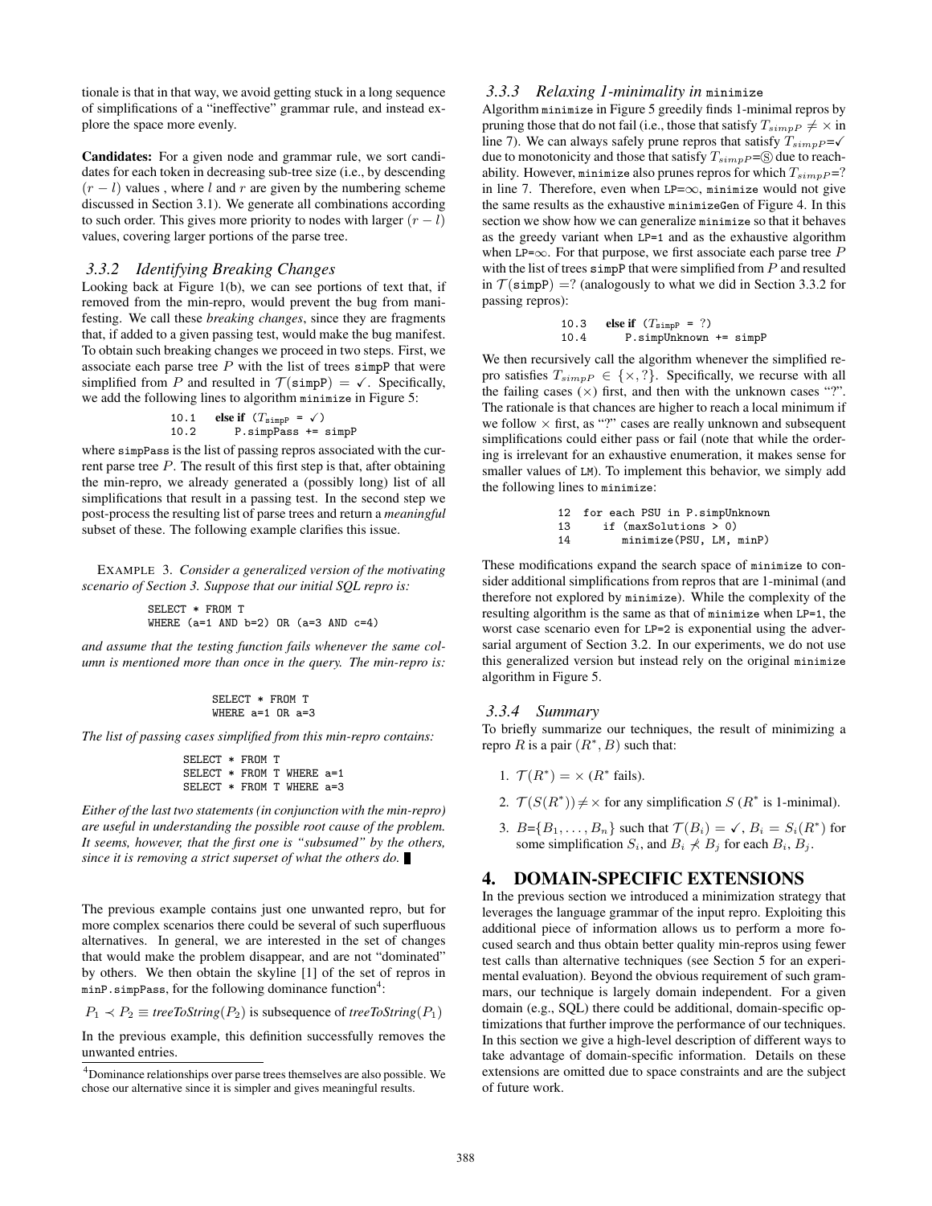tionale is that in that way, we avoid getting stuck in a long sequence of simplifications of a "ineffective" grammar rule, and instead explore the space more evenly.

**Candidates:** For a given node and grammar rule, we sort candidates for each token in decreasing sub-tree size (i.e., by descending $(r-l)$ values , where $l$ and $r$ are given by the numbering scheme discussed in Section 3.1). We generate all combinations according to such order. This gives more priority to nodes with larger $(r-l)$ values, covering larger portions of the parse tree.

### *3.3.2 Identifying Breaking Changes*

Looking back at Figure 1(b), we can see portions of text that, if removed from the min-repro, would prevent the bug from manifesting. We call these *breaking changes*, since they are fragments that, if added to a given passing test, would make the bug manifest. To obtain such breaking changes we proceed in two steps. First, we associate each parse tree $P$ with the list of trees simpP that were simplified from $P$ and resulted in $\mathcal{T}(\texttt{simpP}) = \checkmark$. Specifically, we add the following lines to algorithm minimize in Figure 5:

```
10.1    else if (T_simpP = ✓)
10.2        P.simpPass += simpP
```

where simpPass is the list of passing repros associated with the current parse tree $P$. The result of this first step is that, after obtaining the min-repro, we already generated a (possibly long) list of all simplifications that result in a passing test. In the second step we post-process the resulting list of parse trees and return a *meaningful* subset of these. The following example clarifies this issue.

EXAMPLE 3. *Consider a generalized version of the motivating scenario of Section 3. Suppose that our initial SQL repro is:*

```
SELECT * FROM T
WHERE (a=1 AND b=2) OR (a=3 AND c=4)
```

*and assume that the testing function fails whenever the same column is mentioned more than once in the query. The min-repro is:*

```
SELECT * FROM T
WHERE a=1 OR a=3
```

*The list of passing cases simplified from this min-repro contains:*

```
SELECT * FROM T
SELECT * FROM T WHERE a=1
SELECT * FROM T WHERE a=3
```

*Either of the last two statements (in conjunction with the min-repro) are useful in understanding the possible root cause of the problem. It seems, however, that the first one is "subsumed" by the others, since it is removing a strict superset of what the others do.* ∎

The previous example contains just one unwanted repro, but for more complex scenarios there could be several of such superfluous alternatives. In general, we are interested in the set of changes that would make the problem disappear, and are not "dominated" by others. We then obtain the skyline [1] of the set of repros in minP.simpPass, for the following dominance function[4]:

$P_1 \prec P_2 \equiv$ *treeToString*$(P_2)$ is subsequence of *treeToString*$(P_1)$

In the previous example, this definition successfully removes the unwanted entries.

[4]Dominance relationships over parse trees themselves are also possible. We chose our alternative since it is simpler and gives meaningful results.

### *3.3.3 Relaxing 1-minimality in* minimize

Algorithm minimize in Figure 5 greedily finds 1-minimal repros by pruning those that do not fail (i.e., those that satisfy $T_{simpP} \neq \times$ in line 7). We can always safely prune repros that satisfy $T_{simpP}$=✓ due to monotonicity and those that satisfy $T_{simpP}$=Ⓢ due to reachability. However, minimize also prunes repros for which $T_{simpP}$=? in line 7. Therefore, even when LP=$\infty$, minimize would not give the same results as the exhaustive minimizeGen of Figure 4. In this section we show how we can generalize minimize so that it behaves as the greedy variant when LP=1 and as the exhaustive algorithm when LP=$\infty$. For that purpose, we first associate each parse tree $P$ with the list of trees simpP that were simplified from $P$ and resulted in $\mathcal{T}(\texttt{simpP}) = ?$ (analogously to what we did in Section 3.3.2 for passing repros):

```
10.3    else if (T_simpP = ?)
10.4        P.simpUnknown += simpP
```

We then recursively call the algorithm whenever the simplified repro satisfies $T_{simpP} \in \{\times, ?\}$. Specifically, we recurse with all the failing cases ($\times$) first, and then with the unknown cases "?". The rationale is that chances are higher to reach a local minimum if we follow $\times$ first, as "?" cases are really unknown and subsequent simplifications could either pass or fail (note that while the ordering is irrelevant for an exhaustive enumeration, it makes sense for smaller values of LM). To implement this behavior, we simply add the following lines to minimize:

```
12  for each PSU in P.simpUnknown
13     if (maxSolutions > 0)
14        minimize(PSU, LM, minP)
```

These modifications expand the search space of minimize to consider additional simplifications from repros that are 1-minimal (and therefore not explored by minimize). While the complexity of the resulting algorithm is the same as that of minimize when LP=1, the worst case scenario even for LP=2 is exponential using the adversarial argument of Section 3.2. In our experiments, we do not use this generalized version but instead rely on the original minimize algorithm in Figure 5.

### *3.3.4 Summary*

To briefly summarize our techniques, the result of minimizing a repro $R$ is a pair $(R^*, B)$ such that:

1. $\mathcal{T}(R^*) = \times$ ($R^*$ fails).
2. $\mathcal{T}(S(R^*)) \neq \times$ for any simplification $S$ ($R^*$ is 1-minimal).
3. $B$=$\{B_1, \ldots, B_n\}$ such that $\mathcal{T}(B_i) = \checkmark$, $B_i = S_i(R^*)$ for some simplification $S_i$, and $B_i \not\prec B_j$ for each $B_i$, $B_j$.

## 4. DOMAIN-SPECIFIC EXTENSIONS

In the previous section we introduced a minimization strategy that leverages the language grammar of the input repro. Exploiting this additional piece of information allows us to perform a more focused search and thus obtain better quality min-repros using fewer test calls than alternative techniques (see Section 5 for an experimental evaluation). Beyond the obvious requirement of such grammars, our technique is largely domain independent. For a given domain (e.g., SQL) there could be additional, domain-specific optimizations that further improve the performance of our techniques. In this section we give a high-level description of different ways to take advantage of domain-specific information. Details on these extensions are omitted due to space constraints and are the subject of future work.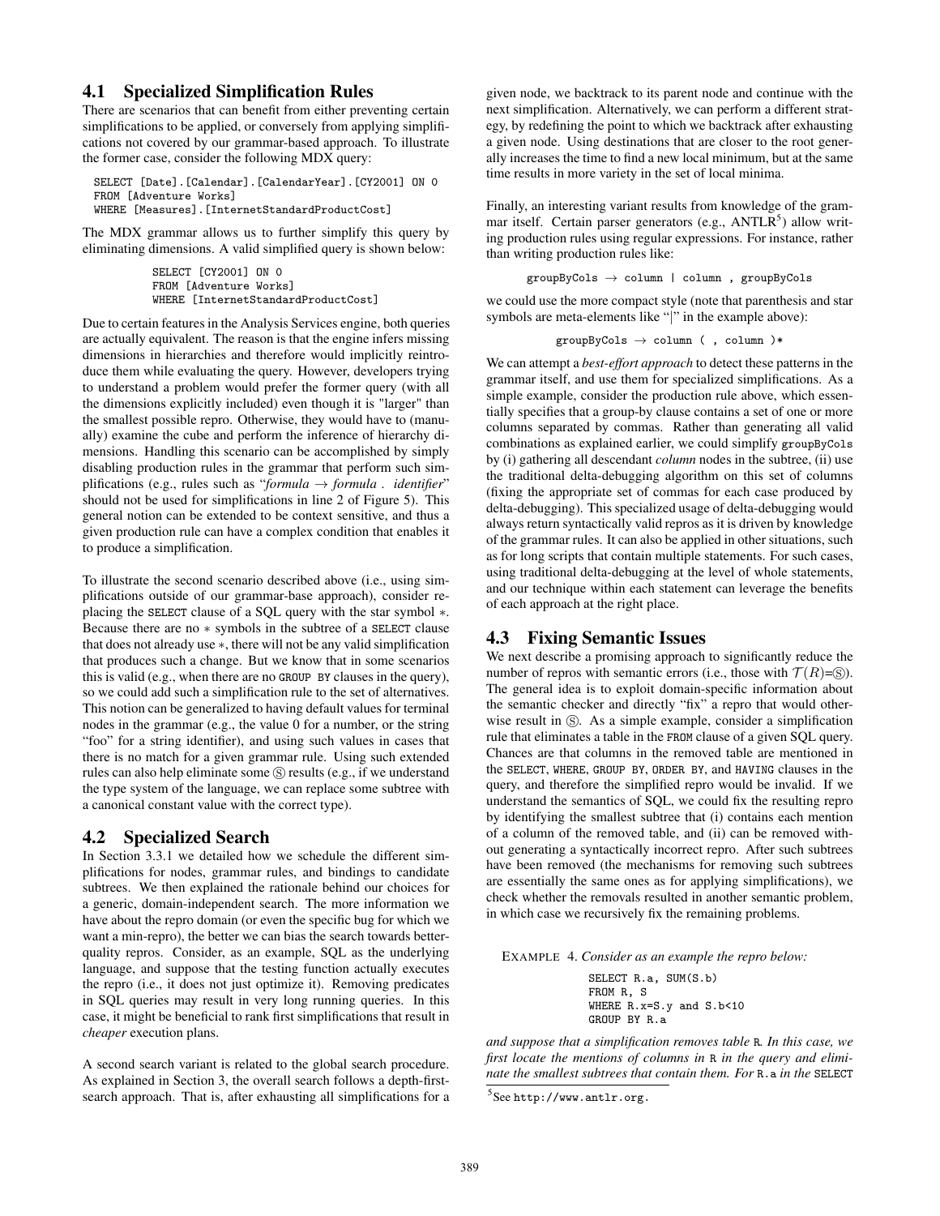### 4.1 Specialized Simplification Rules

There are scenarios that can benefit from either preventing certain simplifications to be applied, or conversely from applying simplifications not covered by our grammar-based approach. To illustrate the former case, consider the following MDX query:

```
SELECT [Date].[Calendar].[CalendarYear].[CY2001] ON 0
FROM [Adventure Works]
WHERE [Measures].[InternetStandardProductCost]
```

The MDX grammar allows us to further simplify this query by eliminating dimensions. A valid simplified query is shown below:

```
SELECT [CY2001] ON 0
FROM [Adventure Works]
WHERE [InternetStandardProductCost]
```

Due to certain features in the Analysis Services engine, both queries are actually equivalent. The reason is that the engine infers missing dimensions in hierarchies and therefore would implicitly reintroduce them while evaluating the query. However, developers trying to understand a problem would prefer the former query (with all the dimensions explicitly included) even though it is "larger" than the smallest possible repro. Otherwise, they would have to (manually) examine the cube and perform the inference of hierarchy dimensions. Handling this scenario can be accomplished by simply disabling production rules in the grammar that perform such simplifications (e.g., rules such as "*formula* → *formula* . *identifier*" should not be used for simplifications in line 2 of Figure 5). This general notion can be extended to be context sensitive, and thus a given production rule can have a complex condition that enables it to produce a simplification.

To illustrate the second scenario described above (i.e., using simplifications outside of our grammar-base approach), consider replacing the SELECT clause of a SQL query with the star symbol $*$. Because there are no $*$ symbols in the subtree of a SELECT clause that does not already use $*$, there will not be any valid simplification that produces such a change. But we know that in some scenarios this is valid (e.g., when there are no GROUP BY clauses in the query), so we could add such a simplification rule to the set of alternatives. This notion can be generalized to having default values for terminal nodes in the grammar (e.g., the value 0 for a number, or the string "foo" for a string identifier), and using such values in cases that there is no match for a given grammar rule. Using such extended rules can also help eliminate some Ⓢ results (e.g., if we understand the type system of the language, we can replace some subtree with a canonical constant value with the correct type).

### 4.2 Specialized Search

In Section 3.3.1 we detailed how we schedule the different simplifications for nodes, grammar rules, and bindings to candidate subtrees. We then explained the rationale behind our choices for a generic, domain-independent search. The more information we have about the repro domain (or even the specific bug for which we want a min-repro), the better we can bias the search towards better-quality repros. Consider, as an example, SQL as the underlying language, and suppose that the testing function actually executes the repro (i.e., it does not just optimize it). Removing predicates in SQL queries may result in very long running queries. In this case, it might be beneficial to rank first simplifications that result in *cheaper* execution plans.

A second search variant is related to the global search procedure. As explained in Section 3, the overall search follows a depth-first-search approach. That is, after exhausting all simplifications for a given node, we backtrack to its parent node and continue with the next simplification. Alternatively, we can perform a different strategy, by redefining the point to which we backtrack after exhausting a given node. Using destinations that are closer to the root generally increases the time to find a new local minimum, but at the same time results in more variety in the set of local minima.

Finally, an interesting variant results from knowledge of the grammar itself. Certain parser generators (e.g., ANTLR[5]) allow writing production rules using regular expressions. For instance, rather than writing production rules like:

```
groupByCols → column | column , groupByCols
```

we could use the more compact style (note that parenthesis and star symbols are meta-elements like "|" in the example above):

```
groupByCols → column ( , column )*
```

We can attempt a *best-effort approach* to detect these patterns in the grammar itself, and use them for specialized simplifications. As a simple example, consider the production rule above, which essentially specifies that a group-by clause contains a set of one or more columns separated by commas. Rather than generating all valid combinations as explained earlier, we could simplify groupByCols by (i) gathering all descendant *column* nodes in the subtree, (ii) use the traditional delta-debugging algorithm on this set of columns (fixing the appropriate set of commas for each case produced by delta-debugging). This specialized usage of delta-debugging would always return syntactically valid repros as it is driven by knowledge of the grammar rules. It can also be applied in other situations, such as for long scripts that contain multiple statements. For such cases, using traditional delta-debugging at the level of whole statements, and our technique within each statement can leverage the benefits of each approach at the right place.

### 4.3 Fixing Semantic Issues

We next describe a promising approach to significantly reduce the number of repros with semantic errors (i.e., those with $\mathcal{T}(R)$=Ⓢ). The general idea is to exploit domain-specific information about the semantic checker and directly "fix" a repro that would otherwise result in Ⓢ. As a simple example, consider a simplification rule that eliminates a table in the FROM clause of a given SQL query. Chances are that columns in the removed table are mentioned in the SELECT, WHERE, GROUP BY, ORDER BY, and HAVING clauses in the query, and therefore the simplified repro would be invalid. If we understand the semantics of SQL, we could fix the resulting repro by identifying the smallest subtree that (i) contains each mention of a column of the removed table, and (ii) can be removed without generating a syntactically incorrect repro. After such subtrees have been removed (the mechanisms for removing such subtrees are essentially the same ones as for applying simplifications), we check whether the removals resulted in another semantic problem, in which case we recursively fix the remaining problems.

EXAMPLE 4. *Consider as an example the repro below:*

```
SELECT R.a, SUM(S.b)
FROM R, S
WHERE R.x=S.y and S.b<10
GROUP BY R.a
```

*and suppose that a simplification removes table* R*. In this case, we first locate the mentions of columns in* R *in the query and eliminate the smallest subtrees that contain them. For* R.a *in the* SELECT

[5] See http://www.antlr.org.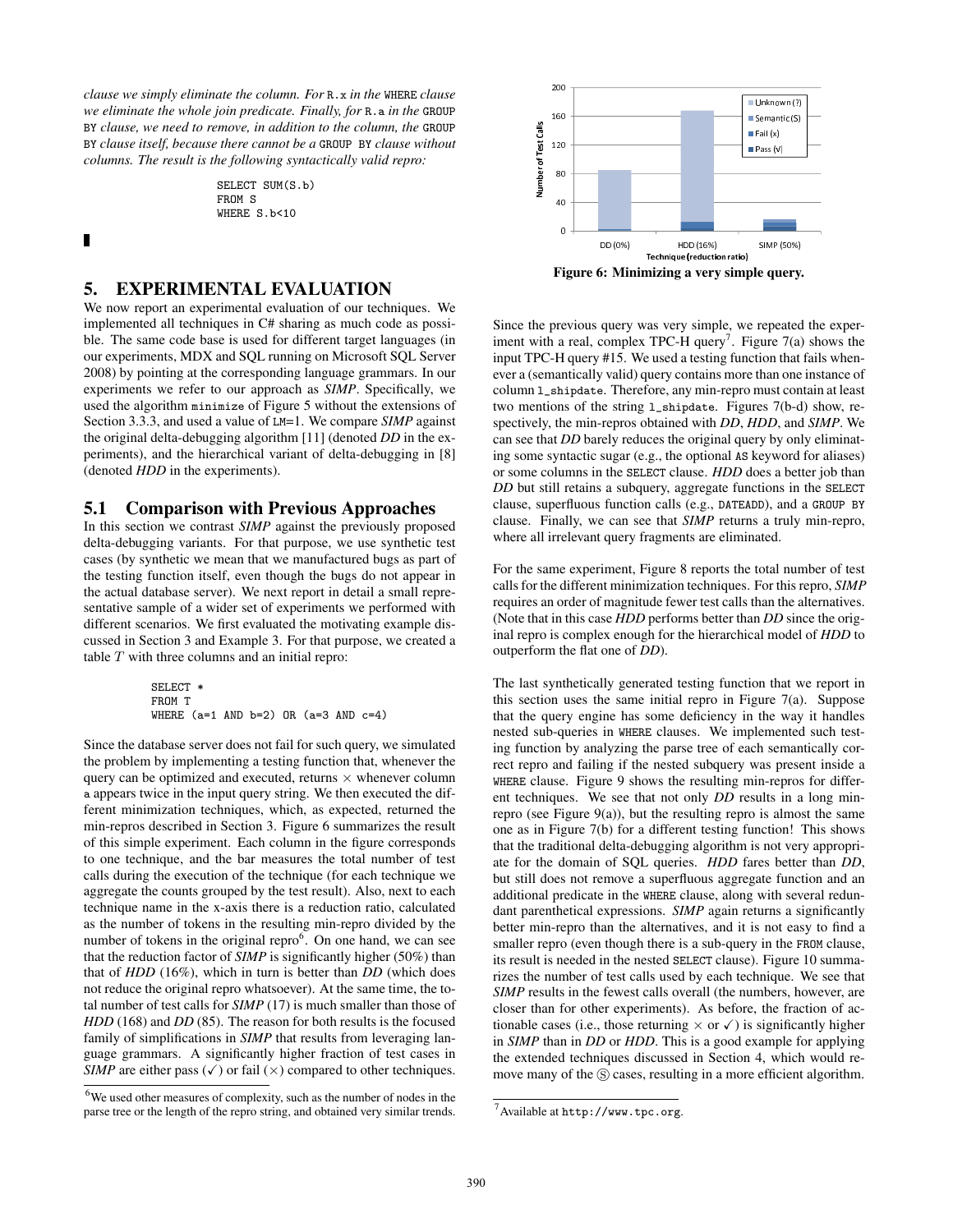*clause we simply eliminate the column. For* R.x *in the* WHERE *clause we eliminate the whole join predicate. Finally, for* R.a *in the* GROUP BY *clause, we need to remove, in addition to the column, the* GROUP BY *clause itself, because there cannot be a* GROUP BY *clause without columns. The result is the following syntactically valid repro:*

```
SELECT SUM(S.b)
FROM S
WHERE S.b<10
```

■

## 5. EXPERIMENTAL EVALUATION

We now report an experimental evaluation of our techniques. We implemented all techniques in C# sharing as much code as possible. The same code base is used for different target languages (in our experiments, MDX and SQL running on Microsoft SQL Server 2008) by pointing at the corresponding language grammars. In our experiments we refer to our approach as *SIMP*. Specifically, we used the algorithm `minimize` of Figure 5 without the extensions of Section 3.3.3, and used a value of LM=1. We compare *SIMP* against the original delta-debugging algorithm [11] (denoted *DD* in the experiments), and the hierarchical variant of delta-debugging in [8] (denoted *HDD* in the experiments).

### 5.1 Comparison with Previous Approaches

In this section we contrast *SIMP* against the previously proposed delta-debugging variants. For that purpose, we use synthetic test cases (by synthetic we mean that we manufactured bugs as part of the testing function itself, even though the bugs do not appear in the actual database server). We next report in detail a small representative sample of a wider set of experiments we performed with different scenarios. We first evaluated the motivating example discussed in Section 3 and Example 3. For that purpose, we created a table $T$ with three columns and an initial repro:

```
SELECT *
FROM T
WHERE (a=1 AND b=2) OR (a=3 AND c=4)
```

Since the database server does not fail for such query, we simulated the problem by implementing a testing function that, whenever the query can be optimized and executed, returns $\times$ whenever column a appears twice in the input query string. We then executed the different minimization techniques, which, as expected, returned the min-repros described in Section 3. Figure 6 summarizes the result of this simple experiment. Each column in the figure corresponds to one technique, and the bar measures the total number of test calls during the execution of the technique (for each technique we aggregate the counts grouped by the test result). Also, next to each technique name in the x-axis there is a reduction ratio, calculated as the number of tokens in the resulting min-repro divided by the number of tokens in the original repro[6]. On one hand, we can see that the reduction factor of *SIMP* is significantly higher (50%) than that of *HDD* (16%), which in turn is better than *DD* (which does not reduce the original repro whatsoever). At the same time, the total number of test calls for *SIMP* (17) is much smaller than those of *HDD* (168) and *DD* (85). The reason for both results is the focused family of simplifications in *SIMP* that results from leveraging language grammars. A significantly higher fraction of test cases in *SIMP* are either pass ($\checkmark$) or fail ($\times$) compared to other techniques.

[6] We used other measures of complexity, such as the number of nodes in the parse tree or the length of the repro string, and obtained very similar trends.

**Figure 6: Minimizing a very simple query.**

Since the previous query was very simple, we repeated the experiment with a real, complex TPC-H query[7]. Figure 7(a) shows the input TPC-H query #15. We used a testing function that fails whenever a (semantically valid) query contains more than one instance of column `l_shipdate`. Therefore, any min-repro must contain at least two mentions of the string `l_shipdate`. Figures 7(b-d) show, respectively, the min-repros obtained with *DD*, *HDD*, and *SIMP*. We can see that *DD* barely reduces the original query by only eliminating some syntactic sugar (e.g., the optional AS keyword for aliases) or some columns in the SELECT clause. *HDD* does a better job than *DD* but still retains a subquery, aggregate functions in the SELECT clause, superfluous function calls (e.g., DATEADD), and a GROUP BY clause. Finally, we can see that *SIMP* returns a truly min-repro, where all irrelevant query fragments are eliminated.

For the same experiment, Figure 8 reports the total number of test calls for the different minimization techniques. For this repro, *SIMP* requires an order of magnitude fewer test calls than the alternatives. (Note that in this case *HDD* performs better than *DD* since the original repro is complex enough for the hierarchical model of *HDD* to outperform the flat one of *DD*).

The last synthetically generated testing function that we report in this section uses the same initial repro in Figure 7(a). Suppose that the query engine has some deficiency in the way it handles nested sub-queries in WHERE clauses. We implemented such testing function by analyzing the parse tree of each semantically correct repro and failing if the nested subquery was present inside a WHERE clause. Figure 9 shows the resulting min-repros for different techniques. We see that not only *DD* results in a long min-repro (see Figure 9(a)), but the resulting repro is almost the same one as in Figure 7(b) for a different testing function! This shows that the traditional delta-debugging algorithm is not very appropriate for the domain of SQL queries. *HDD* fares better than *DD*, but still does not remove a superfluous aggregate function and an additional predicate in the WHERE clause, along with several redundant parenthetical expressions. *SIMP* again returns a significantly better min-repro than the alternatives, and it is not easy to find a smaller repro (even though there is a sub-query in the FROM clause, its result is needed in the nested SELECT clause). Figure 10 summarizes the number of test calls used by each technique. We see that *SIMP* results in the fewest calls overall (the numbers, however, are closer than for other experiments). As before, the fraction of actionable cases (i.e., those returning $\times$ or $\checkmark$) is significantly higher in *SIMP* than in *DD* or *HDD*. This is a good example for applying the extended techniques discussed in Section 4, which would remove many of the Ⓢ cases, resulting in a more efficient algorithm.

[7] Available at `http://www.tpc.org`.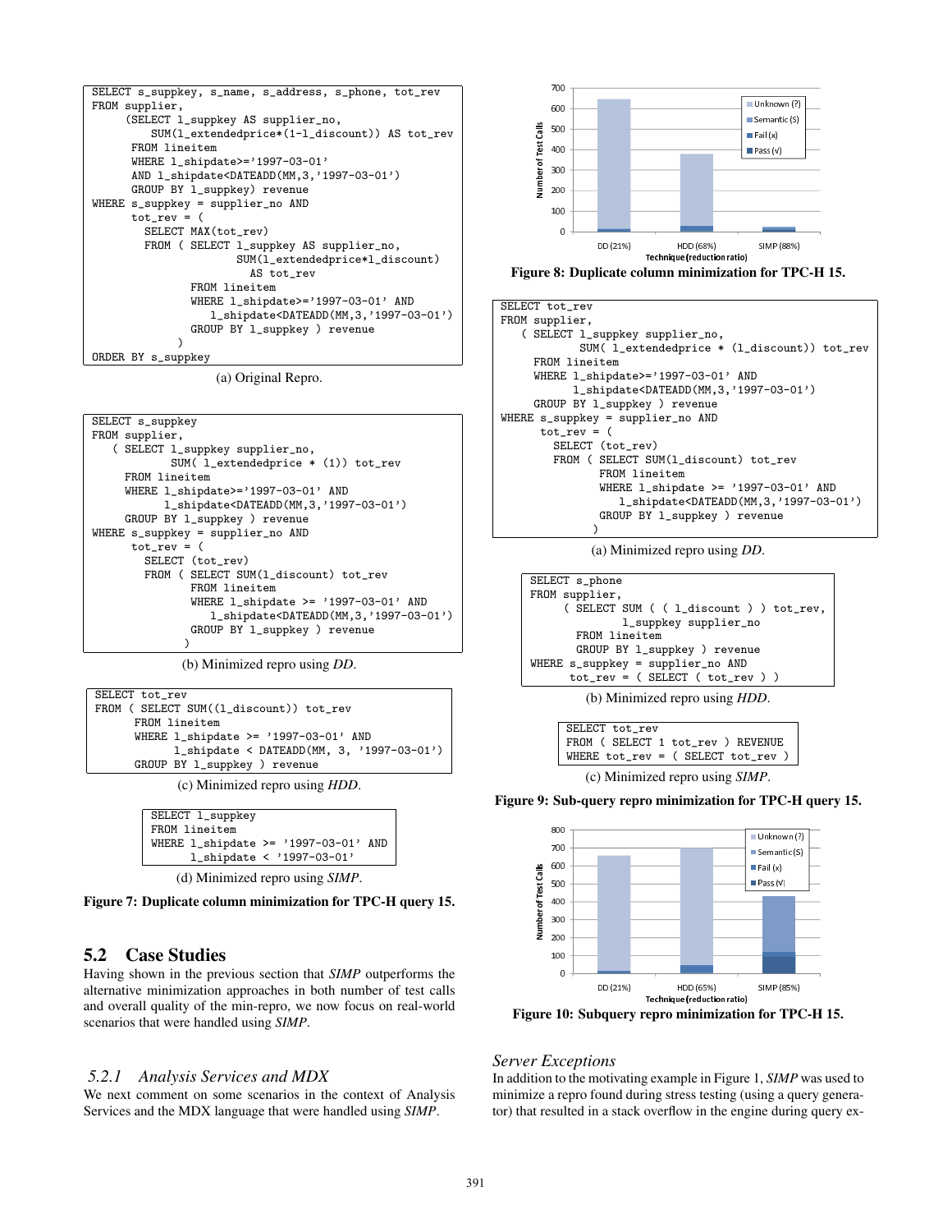```
SELECT s_suppkey, s_name, s_address, s_phone, tot_rev
FROM supplier,
     (SELECT l_suppkey AS supplier_no,
         SUM(l_extendedprice*(1-l_discount)) AS tot_rev
      FROM lineitem
      WHERE l_shipdate>='1997-03-01'
      AND l_shipdate<DATEADD(MM,3,'1997-03-01')
      GROUP BY l_suppkey) revenue
WHERE s_suppkey = supplier_no AND
      tot_rev = (
        SELECT MAX(tot_rev)
        FROM ( SELECT l_suppkey AS supplier_no,
                 SUM(l_extendedprice*l_discount)
                   AS tot_rev
               FROM lineitem
               WHERE l_shipdate>='1997-03-01' AND
                  l_shipdate<DATEADD(MM,3,'1997-03-01')
               GROUP BY l_suppkey ) revenue
             )
ORDER BY s_suppkey
```

(a) Original Repro.

```
SELECT s_suppkey
FROM supplier,
   ( SELECT l_suppkey supplier_no,
          SUM( l_extendedprice * (1)) tot_rev
     FROM lineitem
     WHERE l_shipdate>='1997-03-01' AND
           l_shipdate<DATEADD(MM,3,'1997-03-01')
     GROUP BY l_suppkey ) revenue
WHERE s_suppkey = supplier_no AND
      tot_rev = (
        SELECT (tot_rev)
        FROM ( SELECT SUM(l_discount) tot_rev
               FROM lineitem
               WHERE l_shipdate >= '1997-03-01' AND
                  l_shipdate<DATEADD(MM,3,'1997-03-01')
               GROUP BY l_suppkey ) revenue
             )
```

(b) Minimized repro using *DD*.

```
SELECT tot_rev
FROM ( SELECT SUM((l_discount)) tot_rev
       FROM lineitem
       WHERE l_shipdate >= '1997-03-01' AND
             l_shipdate < DATEADD(MM, 3, '1997-03-01')
       GROUP BY l_suppkey ) revenue
```

(c) Minimized repro using *HDD*.

```
SELECT l_suppkey
FROM lineitem
WHERE l_shipdate >= '1997-03-01' AND
      l_shipdate < '1997-03-01'
```

(d) Minimized repro using *SIMP*.

**Figure 7: Duplicate column minimization for TPC-H query 15.**

**Figure 8: Duplicate column minimization for TPC-H 15.**

```
SELECT tot_rev
FROM supplier,
   ( SELECT l_suppkey supplier_no,
          SUM( l_extendedprice * (l_discount)) tot_rev
     FROM lineitem
     WHERE l_shipdate>='1997-03-01' AND
           l_shipdate<DATEADD(MM,3,'1997-03-01')
     GROUP BY l_suppkey ) revenue
WHERE s_suppkey = supplier_no AND
      tot_rev = (
        SELECT (tot_rev)
        FROM ( SELECT SUM(l_discount) tot_rev
               FROM lineitem
               WHERE l_shipdate >= '1997-03-01' AND
                  l_shipdate<DATEADD(MM,3,'1997-03-01')
               GROUP BY l_suppkey ) revenue
             )
```

(a) Minimized repro using *DD*.

```
SELECT s_phone
FROM supplier,
     ( SELECT SUM ( ( l_discount ) ) tot_rev,
              l_suppkey supplier_no
       FROM lineitem
       GROUP BY l_suppkey ) revenue
WHERE s_suppkey = supplier_no AND
      tot_rev = ( SELECT ( tot_rev ) )
```

(b) Minimized repro using *HDD*.

```
SELECT tot_rev
FROM ( SELECT 1 tot_rev ) REVENUE
WHERE tot_rev = ( SELECT tot_rev )
```

(c) Minimized repro using *SIMP*.

**Figure 9: Sub-query repro minimization for TPC-H query 15.**

**Figure 10: Subquery repro minimization for TPC-H 15.**

## 5.2 Case Studies

Having shown in the previous section that *SIMP* outperforms the alternative minimization approaches in both number of test calls and overall quality of the min-repro, we now focus on real-world scenarios that were handled using *SIMP*.

### 5.2.1 Analysis Services and MDX

We next comment on some scenarios in the context of Analysis Services and the MDX language that were handled using *SIMP*.

#### Server Exceptions

In addition to the motivating example in Figure 1, *SIMP* was used to minimize a repro found during stress testing (using a query generator) that resulted in a stack overflow in the engine during query ex-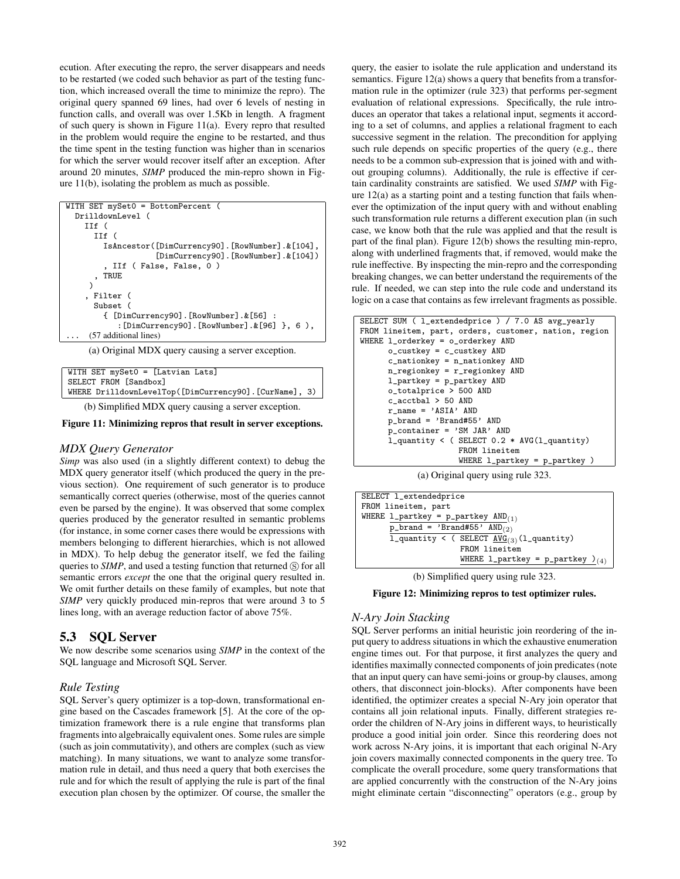ecution. After executing the repro, the server disappears and needs to be restarted (we coded such behavior as part of the testing function, which increased overall the time to minimize the repro). The original query spanned 69 lines, had over 6 levels of nesting in function calls, and overall was over 1.5Kb in length. A fragment of such query is shown in Figure 11(a). Every repro that resulted in the problem would require the engine to be restarted, and thus the time spent in the testing function was higher than in scenarios for which the server would recover itself after an exception. After around 20 minutes, *SIMP* produced the min-repro shown in Figure 11(b), isolating the problem as much as possible.

```
WITH SET mySet0 = BottomPercent (
  DrilldownLevel (
    IIf (
      IIf (
        IsAncestor([DimCurrency90].[RowNumber].&[104],
                   [DimCurrency90].[RowNumber].&[104])
        , IIf ( False, False, 0 )
      , TRUE
     )
    , Filter (
      Subset (
        { [DimCurrency90].[RowNumber].&[56] :
            :[DimCurrency90].[RowNumber].&[96] }, 6 ),
...   (57 additional lines)
```

(a) Original MDX query causing a server exception.

```
WITH SET mySet0 = [Latvian Lats]
SELECT FROM [Sandbox]
WHERE DrilldownLevelTop([DimCurrency90].[CurName], 3)
```

(b) Simplified MDX query causing a server exception.

**Figure 11: Minimizing repros that result in server exceptions.**

### *MDX Query Generator*

*Simp* was also used (in a slightly different context) to debug the MDX query generator itself (which produced the query in the previous section). One requirement of such generator is to produce semantically correct queries (otherwise, most of the queries cannot even be parsed by the engine). It was observed that some complex queries produced by the generator resulted in semantic problems (for instance, in some corner cases there would be expressions with members belonging to different hierarchies, which is not allowed in MDX). To help debug the generator itself, we fed the failing queries to *SIMP*, and used a testing function that returned Ⓢ for all semantic errors *except* the one that the original query resulted in. We omit further details on these family of examples, but note that *SIMP* very quickly produced min-repros that were around 3 to 5 lines long, with an average reduction factor of above 75%.

## 5.3 SQL Server

We now describe some scenarios using *SIMP* in the context of the SQL language and Microsoft SQL Server.

### *Rule Testing*

SQL Server's query optimizer is a top-down, transformational engine based on the Cascades framework [5]. At the core of the optimization framework there is a rule engine that transforms plan fragments into algebraically equivalent ones. Some rules are simple (such as join commutativity), and others are complex (such as view matching). In many situations, we want to analyze some transformation rule in detail, and thus need a query that both exercises the rule and for which the result of applying the rule is part of the final execution plan chosen by the optimizer. Of course, the smaller the query, the easier to isolate the rule application and understand its semantics. Figure 12(a) shows a query that benefits from a transformation rule in the optimizer (rule 323) that performs per-segment evaluation of relational expressions. Specifically, the rule introduces an operator that takes a relational input, segments it according to a set of columns, and applies a relational fragment to each successive segment in the relation. The precondition for applying such rule depends on specific properties of the query (e.g., there needs to be a common sub-expression that is joined with and without grouping columns). Additionally, the rule is effective if certain cardinality constraints are satisfied. We used *SIMP* with Figure 12(a) as a starting point and a testing function that fails whenever the optimization of the input query with and without enabling such transformation rule returns a different execution plan (in such case, we know both that the rule was applied and that the result is part of the final plan). Figure 12(b) shows the resulting min-repro, along with underlined fragments that, if removed, would make the rule ineffective. By inspecting the min-repro and the corresponding breaking changes, we can better understand the requirements of the rule. If needed, we can step into the rule code and understand its logic on a case that contains as few irrelevant fragments as possible.

```
SELECT SUM ( l_extendedprice ) / 7.0 AS avg_yearly
FROM lineitem, part, orders, customer, nation, region
WHERE l_orderkey = o_orderkey AND
      o_custkey = c_custkey AND
      c_nationkey = n_nationkey AND
      n_regionkey = r_regionkey AND
      l_partkey = p_partkey AND
      o_totalprice > 500 AND
      c_acctbal > 50 AND
      r_name = 'ASIA' AND
      p_brand = 'Brand#55' AND
      p_container = 'SM JAR' AND
      l_quantity < ( SELECT 0.2 * AVG(l_quantity)
                     FROM lineitem
                     WHERE l_partkey = p_partkey )
```

(a) Original query using rule 323.

```
SELECT l_extendedprice
FROM lineitem, part
WHERE l_partkey = p_partkey AND(1)
      p_brand = 'Brand#55' AND(2)
      l_quantity < ( SELECT AVG(3)(l_quantity)
                     FROM lineitem
                     WHERE l_partkey = p_partkey )(4)
```

(b) Simplified query using rule 323.

**Figure 12: Minimizing repros to test optimizer rules.**

### *N-Ary Join Stacking*

SQL Server performs an initial heuristic join reordering of the input query to address situations in which the exhaustive enumeration engine times out. For that purpose, it first analyzes the query and identifies maximally connected components of join predicates (note that an input query can have semi-joins or group-by clauses, among others, that disconnect join-blocks). After components have been identified, the optimizer creates a special N-Ary join operator that contains all join relational inputs. Finally, different strategies reorder the children of N-Ary joins in different ways, to heuristically produce a good initial join order. Since this reordering does not work across N-Ary joins, it is important that each original N-Ary join covers maximally connected components in the query tree. To complicate the overall procedure, some query transformations that are applied concurrently with the construction of the N-Ary joins might eliminate certain "disconnecting" operators (e.g., group by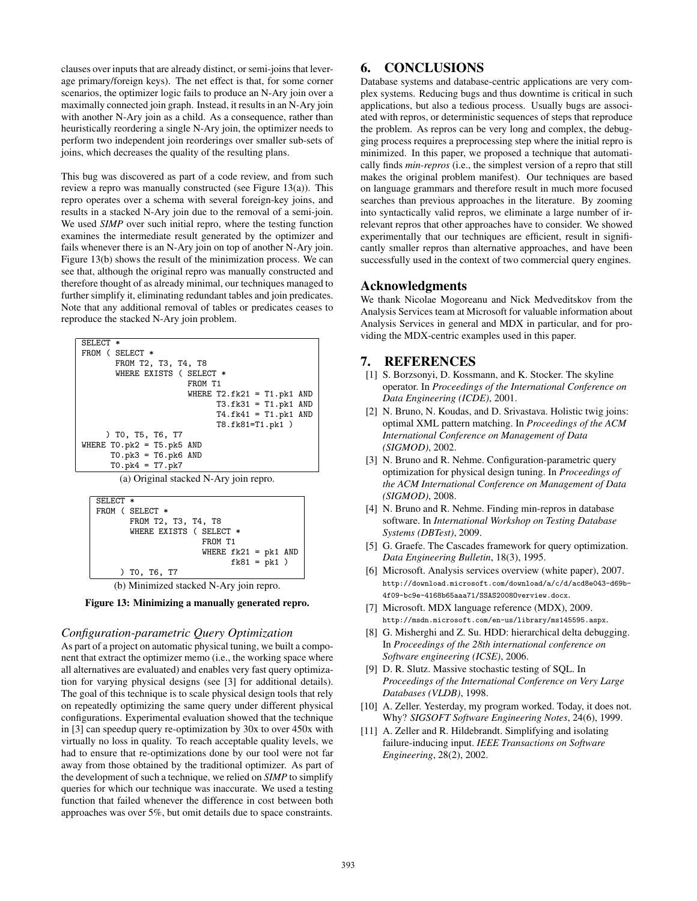clauses over inputs that are already distinct, or semi-joins that leverage primary/foreign keys). The net effect is that, for some corner scenarios, the optimizer logic fails to produce an N-Ary join over a maximally connected join graph. Instead, it results in an N-Ary join with another N-Ary join as a child. As a consequence, rather than heuristically reordering a single N-Ary join, the optimizer needs to perform two independent join reorderings over smaller sub-sets of joins, which decreases the quality of the resulting plans.

This bug was discovered as part of a code review, and from such review a repro was manually constructed (see Figure 13(a)). This repro operates over a schema with several foreign-key joins, and results in a stacked N-Ary join due to the removal of a semi-join. We used *SIMP* over such initial repro, where the testing function examines the intermediate result generated by the optimizer and fails whenever there is an N-Ary join on top of another N-Ary join. Figure 13(b) shows the result of the minimization process. We can see that, although the original repro was manually constructed and therefore thought of as already minimal, our techniques managed to further simplify it, eliminating redundant tables and join predicates. Note that any additional removal of tables or predicates ceases to reproduce the stacked N-Ary join problem.

```
SELECT *
FROM ( SELECT *
       FROM T2, T3, T4, T8
       WHERE EXISTS ( SELECT *
                      FROM T1
                      WHERE T2.fk21 = T1.pk1 AND
                            T3.fk31 = T1.pk1 AND
                            T4.fk41 = T1.pk1 AND
                            T8.fk81=T1.pk1 )
     ) T0, T5, T6, T7
WHERE T0.pk2 = T5.pk5 AND
      T0.pk3 = T6.pk6 AND
      T0.pk4 = T7.pk7
```

(a) Original stacked N-Ary join repro.

```
SELECT *
FROM ( SELECT *
       FROM T2, T3, T4, T8
       WHERE EXISTS ( SELECT *
                      FROM T1
                      WHERE fk21 = pk1 AND
                            fk81 = pk1 )
     ) T0, T6, T7
```

(b) Minimized stacked N-Ary join repro.

**Figure 13: Minimizing a manually generated repro.**

### *Configuration-parametric Query Optimization*

As part of a project on automatic physical tuning, we built a component that extract the optimizer memo (i.e., the working space where all alternatives are evaluated) and enables very fast query optimization for varying physical designs (see [3] for additional details). The goal of this technique is to scale physical design tools that rely on repeatedly optimizing the same query under different physical configurations. Experimental evaluation showed that the technique in [3] can speedup query re-optimization by 30x to over 450x with virtually no loss in quality. To reach acceptable quality levels, we had to ensure that re-optimizations done by our tool were not far away from those obtained by the traditional optimizer. As part of the development of such a technique, we relied on *SIMP* to simplify queries for which our technique was inaccurate. We used a testing function that failed whenever the difference in cost between both approaches was over 5%, but omit details due to space constraints.

## 6. CONCLUSIONS

Database systems and database-centric applications are very complex systems. Reducing bugs and thus downtime is critical in such applications, but also a tedious process. Usually bugs are associated with repros, or deterministic sequences of steps that reproduce the problem. As repros can be very long and complex, the debugging process requires a preprocessing step where the initial repro is minimized. In this paper, we proposed a technique that automatically finds *min-repros* (i.e., the simplest version of a repro that still makes the original problem manifest). Our techniques are based on language grammars and therefore result in much more focused searches than previous approaches in the literature. By zooming into syntactically valid repros, we eliminate a large number of irrelevant repros that other approaches have to consider. We showed experimentally that our techniques are efficient, result in significantly smaller repros than alternative approaches, and have been successfully used in the context of two commercial query engines.

## Acknowledgments

We thank Nicolae Mogoreanu and Nick Medveditskov from the Analysis Services team at Microsoft for valuable information about Analysis Services in general and MDX in particular, and for providing the MDX-centric examples used in this paper.

## 7. REFERENCES

[1] S. Borzsonyi, D. Kossmann, and K. Stocker. The skyline operator. In *Proceedings of the International Conference on Data Engineering (ICDE)*, 2001.

[2] N. Bruno, N. Koudas, and D. Srivastava. Holistic twig joins: optimal XML pattern matching. In *Proceedings of the ACM International Conference on Management of Data (SIGMOD)*, 2002.

[3] N. Bruno and R. Nehme. Configuration-parametric query optimization for physical design tuning. In *Proceedings of the ACM International Conference on Management of Data (SIGMOD)*, 2008.

[4] N. Bruno and R. Nehme. Finding min-repros in database software. In *International Workshop on Testing Database Systems (DBTest)*, 2009.

[5] G. Graefe. The Cascades framework for query optimization. *Data Engineering Bulletin*, 18(3), 1995.

[6] Microsoft. Analysis services overview (white paper), 2007. http://download.microsoft.com/download/a/c/d/acd8e043-d69b-4f09-bc9e-4168b65aaa71/SSAS2008Overview.docx.

[7] Microsoft. MDX language reference (MDX), 2009. http://msdn.microsoft.com/en-us/library/ms145595.aspx.

[8] G. Misherghi and Z. Su. HDD: hierarchical delta debugging. In *Proceedings of the 28th international conference on Software engineering (ICSE)*, 2006.

[9] D. R. Slutz. Massive stochastic testing of SQL. In *Proceedings of the International Conference on Very Large Databases (VLDB)*, 1998.

[10] A. Zeller. Yesterday, my program worked. Today, it does not. Why? *SIGSOFT Software Engineering Notes*, 24(6), 1999.

[11] A. Zeller and R. Hildebrandt. Simplifying and isolating failure-inducing input. *IEEE Transactions on Software Engineering*, 28(2), 2002.